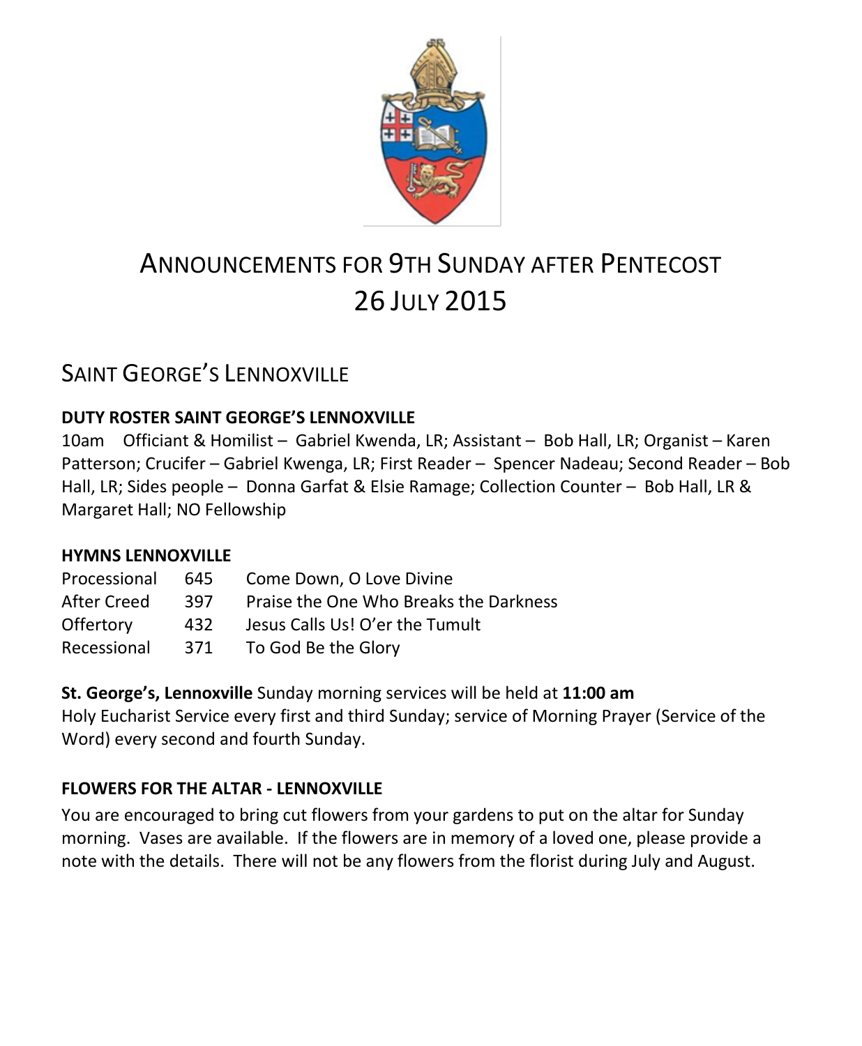# ANNOUNCEMENTS FOR 9TH SUNDAY AFTER PENTECOST
# 26 JULY 2015

## SAINT GEORGE'S LENNOXVILLE

**DUTY ROSTER SAINT GEORGE'S LENNOXVILLE**

10am Officiant & Homilist – Gabriel Kwenda, LR; Assistant – Bob Hall, LR; Organist – Karen Patterson; Crucifer – Gabriel Kwenga, LR; First Reader – Spencer Nadeau; Second Reader – Bob Hall, LR; Sides people – Donna Garfat & Elsie Ramage; Collection Counter – Bob Hall, LR & Margaret Hall; NO Fellowship

**HYMNS LENNOXVILLE**

| | | |
|---|---|---|
| Processional | 645 | Come Down, O Love Divine |
| After Creed | 397 | Praise the One Who Breaks the Darkness |
| Offertory | 432 | Jesus Calls Us! O'er the Tumult |
| Recessional | 371 | To God Be the Glory |

**St. George's, Lennoxville** Sunday morning services will be held at **11:00 am**
Holy Eucharist Service every first and third Sunday; service of Morning Prayer (Service of the Word) every second and fourth Sunday.

**FLOWERS FOR THE ALTAR - LENNOXVILLE**

You are encouraged to bring cut flowers from your gardens to put on the altar for Sunday morning. Vases are available. If the flowers are in memory of a loved one, please provide a note with the details. There will not be any flowers from the florist during July and August.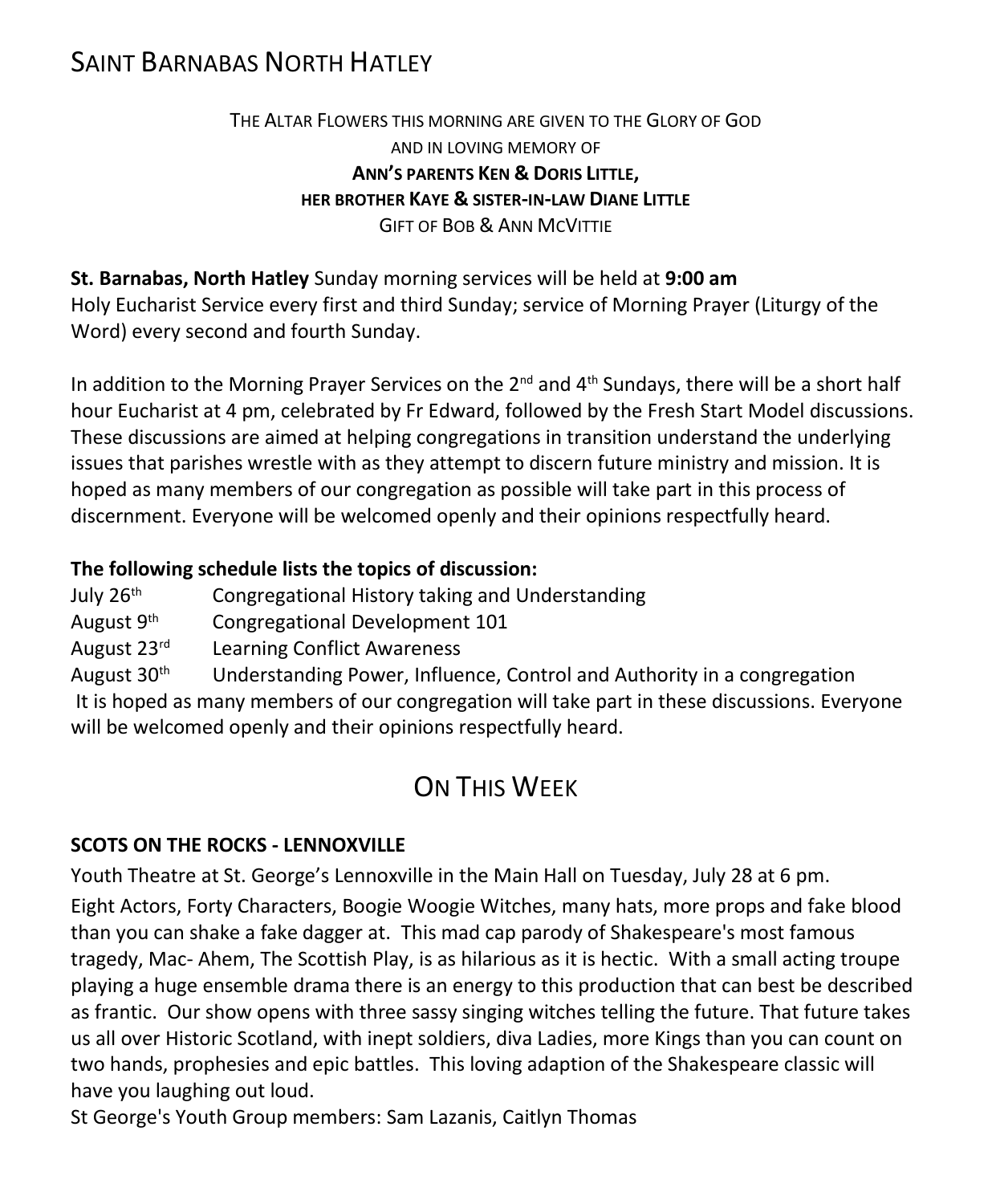# SAINT BARNABAS NORTH HATLEY

THE ALTAR FLOWERS THIS MORNING ARE GIVEN TO THE GLORY OF GOD
AND IN LOVING MEMORY OF
**ANN'S PARENTS KEN & DORIS LITTLE,**
**HER BROTHER KAYE & SISTER-IN-LAW DIANE LITTLE**
GIFT OF BOB & ANN MCVITTIE

**St. Barnabas, North Hatley** Sunday morning services will be held at **9:00 am**
Holy Eucharist Service every first and third Sunday; service of Morning Prayer (Liturgy of the Word) every second and fourth Sunday.

In addition to the Morning Prayer Services on the 2nd and 4th Sundays, there will be a short half hour Eucharist at 4 pm, celebrated by Fr Edward, followed by the Fresh Start Model discussions. These discussions are aimed at helping congregations in transition understand the underlying issues that parishes wrestle with as they attempt to discern future ministry and mission. It is hoped as many members of our congregation as possible will take part in this process of discernment. Everyone will be welcomed openly and their opinions respectfully heard.

**The following schedule lists the topics of discussion:**

July 26th — Congregational History taking and Understanding
August 9th — Congregational Development 101
August 23rd — Learning Conflict Awareness
August 30th — Understanding Power, Influence, Control and Authority in a congregation

It is hoped as many members of our congregation will take part in these discussions. Everyone will be welcomed openly and their opinions respectfully heard.

## ON THIS WEEK

**SCOTS ON THE ROCKS - LENNOXVILLE**

Youth Theatre at St. George's Lennoxville in the Main Hall on Tuesday, July 28 at 6 pm.

Eight Actors, Forty Characters, Boogie Woogie Witches, many hats, more props and fake blood than you can shake a fake dagger at. This mad cap parody of Shakespeare's most famous tragedy, Mac- Ahem, The Scottish Play, is as hilarious as it is hectic. With a small acting troupe playing a huge ensemble drama there is an energy to this production that can best be described as frantic. Our show opens with three sassy singing witches telling the future. That future takes us all over Historic Scotland, with inept soldiers, diva Ladies, more Kings than you can count on two hands, prophesies and epic battles. This loving adaption of the Shakespeare classic will have you laughing out loud.

St George's Youth Group members: Sam Lazanis, Caitlyn Thomas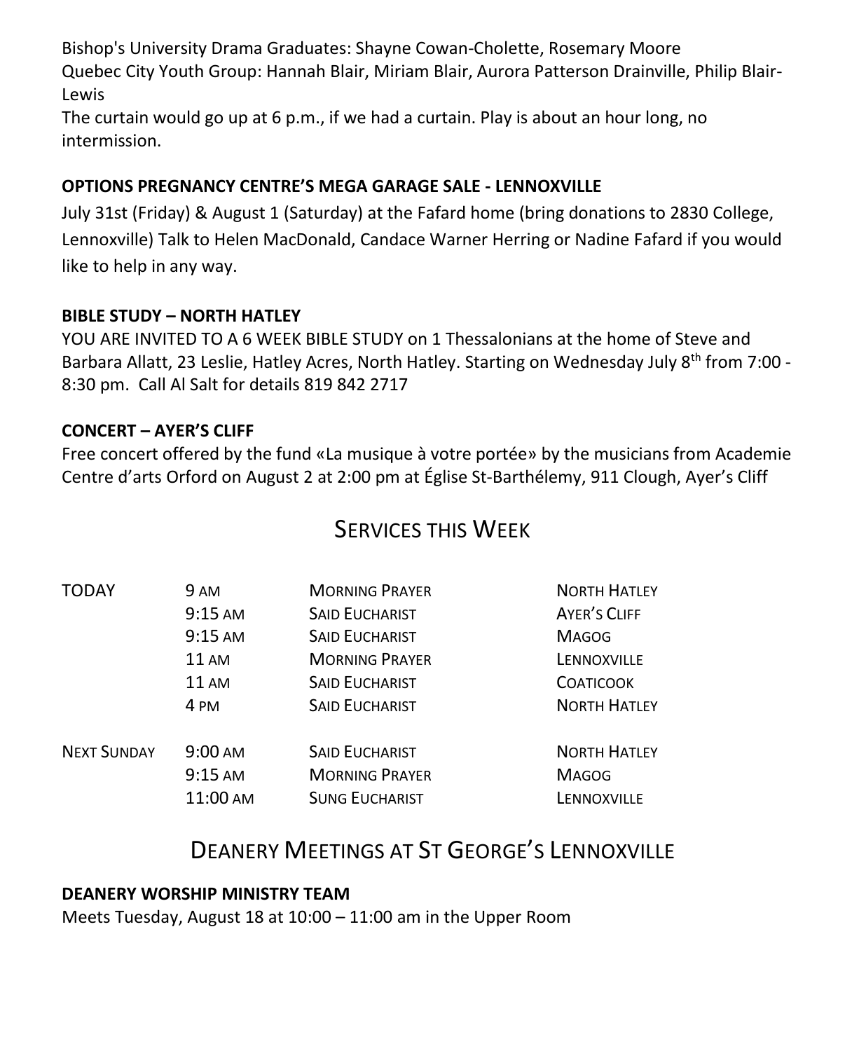Bishop's University Drama Graduates: Shayne Cowan-Cholette, Rosemary Moore
Quebec City Youth Group: Hannah Blair, Miriam Blair, Aurora Patterson Drainville, Philip Blair-Lewis
The curtain would go up at 6 p.m., if we had a curtain. Play is about an hour long, no intermission.

**OPTIONS PREGNANCY CENTRE'S MEGA GARAGE SALE - LENNOXVILLE**

July 31st (Friday) & August 1 (Saturday) at the Fafard home (bring donations to 2830 College, Lennoxville) Talk to Helen MacDonald, Candace Warner Herring or Nadine Fafard if you would like to help in any way.

**BIBLE STUDY – NORTH HATLEY**

YOU ARE INVITED TO A 6 WEEK BIBLE STUDY on 1 Thessalonians at the home of Steve and Barbara Allatt, 23 Leslie, Hatley Acres, North Hatley. Starting on Wednesday July 8th from 7:00 - 8:30 pm. Call Al Salt for details 819 842 2717

**CONCERT – AYER'S CLIFF**

Free concert offered by the fund «La musique à votre portée» by the musicians from Academie Centre d'arts Orford on August 2 at 2:00 pm at Église St-Barthélemy, 911 Clough, Ayer's Cliff

## SERVICES THIS WEEK

| | | | |
|---|---|---|---|
| TODAY | 9 AM | MORNING PRAYER | NORTH HATLEY |
| | 9:15 AM | SAID EUCHARIST | AYER'S CLIFF |
| | 9:15 AM | SAID EUCHARIST | MAGOG |
| | 11 AM | MORNING PRAYER | LENNOXVILLE |
| | 11 AM | SAID EUCHARIST | COATICOOK |
| | 4 PM | SAID EUCHARIST | NORTH HATLEY |
| NEXT SUNDAY | 9:00 AM | SAID EUCHARIST | NORTH HATLEY |
| | 9:15 AM | MORNING PRAYER | MAGOG |
| | 11:00 AM | SUNG EUCHARIST | LENNOXVILLE |

## DEANERY MEETINGS AT ST GEORGE'S LENNOXVILLE

**DEANERY WORSHIP MINISTRY TEAM**

Meets Tuesday, August 18 at 10:00 – 11:00 am in the Upper Room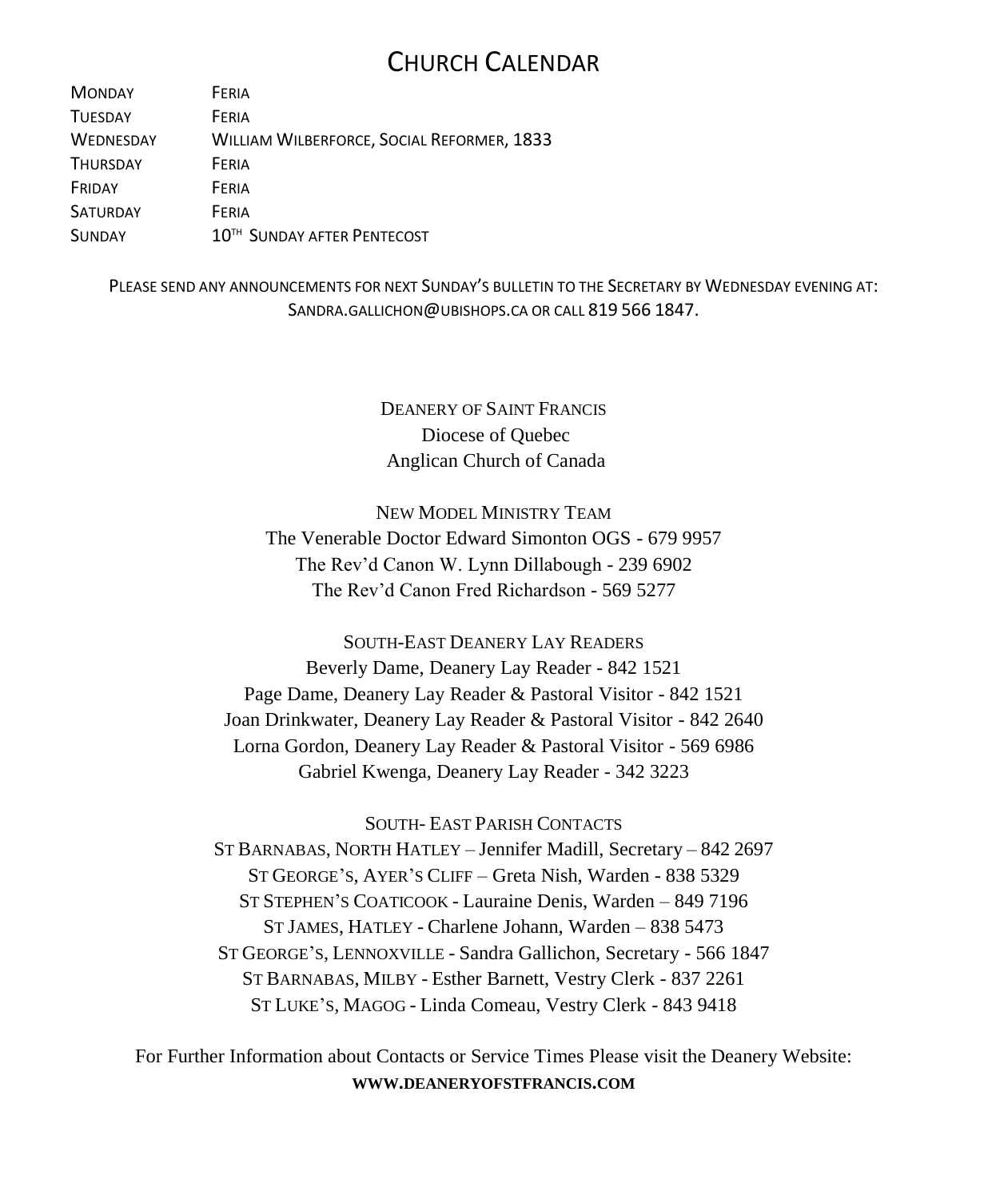# Church Calendar

| | |
|---|---|
| Monday | Feria |
| Tuesday | Feria |
| Wednesday | William Wilberforce, Social Reformer, 1833 |
| Thursday | Feria |
| Friday | Feria |
| Saturday | Feria |
| Sunday | 10th Sunday after Pentecost |

Please send any announcements for next Sunday's bulletin to the Secretary by Wednesday evening at: Sandra.gallichon@ubishops.ca or call 819 566 1847.

Deanery of Saint Francis
Diocese of Quebec
Anglican Church of Canada

New Model Ministry Team
The Venerable Doctor Edward Simonton OGS - 679 9957
The Rev'd Canon W. Lynn Dillabough - 239 6902
The Rev'd Canon Fred Richardson - 569 5277

South-East Deanery Lay Readers
Beverly Dame, Deanery Lay Reader - 842 1521
Page Dame, Deanery Lay Reader & Pastoral Visitor - 842 1521
Joan Drinkwater, Deanery Lay Reader & Pastoral Visitor - 842 2640
Lorna Gordon, Deanery Lay Reader & Pastoral Visitor - 569 6986
Gabriel Kwenga, Deanery Lay Reader - 342 3223

South- East Parish Contacts
St Barnabas, North Hatley – Jennifer Madill, Secretary – 842 2697
St George's, Ayer's Cliff – Greta Nish, Warden - 838 5329
St Stephen's Coaticook - Lauraine Denis, Warden – 849 7196
St James, Hatley - Charlene Johann, Warden – 838 5473
St George's, Lennoxville - Sandra Gallichon, Secretary - 566 1847
St Barnabas, Milby - Esther Barnett, Vestry Clerk - 837 2261
St Luke's, Magog - Linda Comeau, Vestry Clerk - 843 9418

For Further Information about Contacts or Service Times Please visit the Deanery Website:
**WWW.DEANERYOFSTFRANCIS.COM**